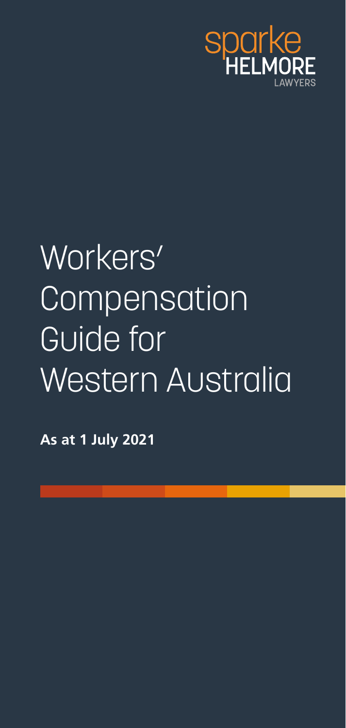sparke HELMORE LAWYERS

# Workers' Compensation Guide for Western Australia

**As at 1 July 2021**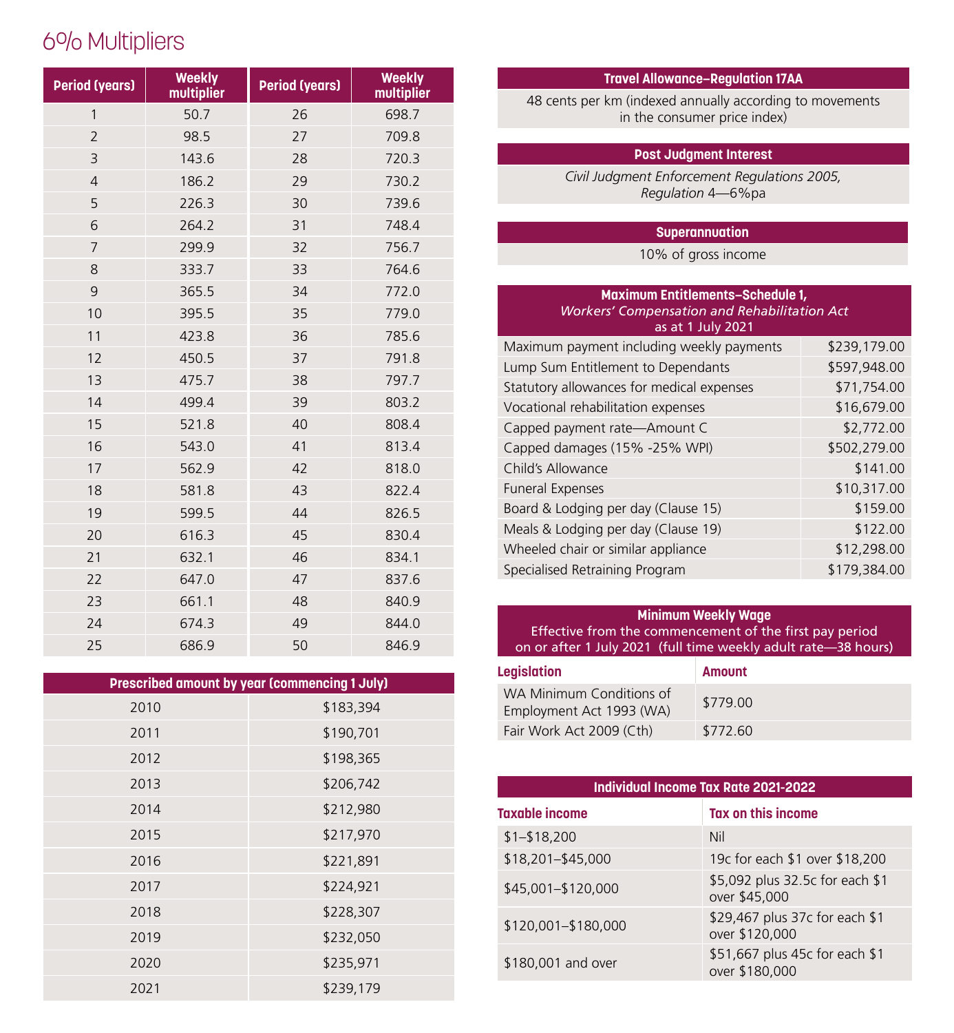# 6% Multipliers

| Period (years) | Weekly multiplier | Period (years) | Weekly multiplier |
|---|---|---|---|
| 1 | 50.7 | 26 | 698.7 |
| 2 | 98.5 | 27 | 709.8 |
| 3 | 143.6 | 28 | 720.3 |
| 4 | 186.2 | 29 | 730.2 |
| 5 | 226.3 | 30 | 739.6 |
| 6 | 264.2 | 31 | 748.4 |
| 7 | 299.9 | 32 | 756.7 |
| 8 | 333.7 | 33 | 764.6 |
| 9 | 365.5 | 34 | 772.0 |
| 10 | 395.5 | 35 | 779.0 |
| 11 | 423.8 | 36 | 785.6 |
| 12 | 450.5 | 37 | 791.8 |
| 13 | 475.7 | 38 | 797.7 |
| 14 | 499.4 | 39 | 803.2 |
| 15 | 521.8 | 40 | 808.4 |
| 16 | 543.0 | 41 | 813.4 |
| 17 | 562.9 | 42 | 818.0 |
| 18 | 581.8 | 43 | 822.4 |
| 19 | 599.5 | 44 | 826.5 |
| 20 | 616.3 | 45 | 830.4 |
| 21 | 632.1 | 46 | 834.1 |
| 22 | 647.0 | 47 | 837.6 |
| 23 | 661.1 | 48 | 840.9 |
| 24 | 674.3 | 49 | 844.0 |
| 25 | 686.9 | 50 | 846.9 |

| Prescribed amount by year (commencing 1 July) | |
|---|---|
| 2010 | $183,394 |
| 2011 | $190,701 |
| 2012 | $198,365 |
| 2013 | $206,742 |
| 2014 | $212,980 |
| 2015 | $217,970 |
| 2016 | $221,891 |
| 2017 | $224,921 |
| 2018 | $228,307 |
| 2019 | $232,050 |
| 2020 | $235,971 |
| 2021 | $239,179 |

| Travel Allowance–Regulation 17AA |
|---|
| 48 cents per km (indexed annually according to movements in the consumer price index) |

| Post Judgment Interest |
|---|
| *Civil Judgment Enforcement Regulations 2005, Regulation* 4—6%pa |

| Superannuation |
|---|
| 10% of gross income |

| Maximum Entitlements–Schedule 1, *Workers' Compensation and Rehabilitation Act* as at 1 July 2021 | |
|---|---|
| Maximum payment including weekly payments | $239,179.00 |
| Lump Sum Entitlement to Dependants | $597,948.00 |
| Statutory allowances for medical expenses | $71,754.00 |
| Vocational rehabilitation expenses | $16,679.00 |
| Capped payment rate—Amount C | $2,772.00 |
| Capped damages (15% -25% WPI) | $502,279.00 |
| Child's Allowance | $141.00 |
| Funeral Expenses | $10,317.00 |
| Board & Lodging per day (Clause 15) | $159.00 |
| Meals & Lodging per day (Clause 19) | $122.00 |
| Wheeled chair or similar appliance | $12,298.00 |
| Specialised Retraining Program | $179,384.00 |

| Minimum Weekly Wage Effective from the commencement of the first pay period on or after 1 July 2021 (full time weekly adult rate—38 hours) | |
|---|---|
| **Legislation** | **Amount** |
| WA Minimum Conditions of Employment Act 1993 (WA) | $779.00 |
| Fair Work Act 2009 (Cth) | $772.60 |

| Individual Income Tax Rate 2021-2022 | |
|---|---|
| **Taxable income** | **Tax on this income** |
| $1–$18,200 | Nil |
| $18,201–$45,000 | 19c for each $1 over $18,200 |
| $45,001–$120,000 | $5,092 plus 32.5c for each $1 over $45,000 |
| $120,001–$180,000 | $29,467 plus 37c for each $1 over $120,000 |
| $180,001 and over | $51,667 plus 45c for each $1 over $180,000 |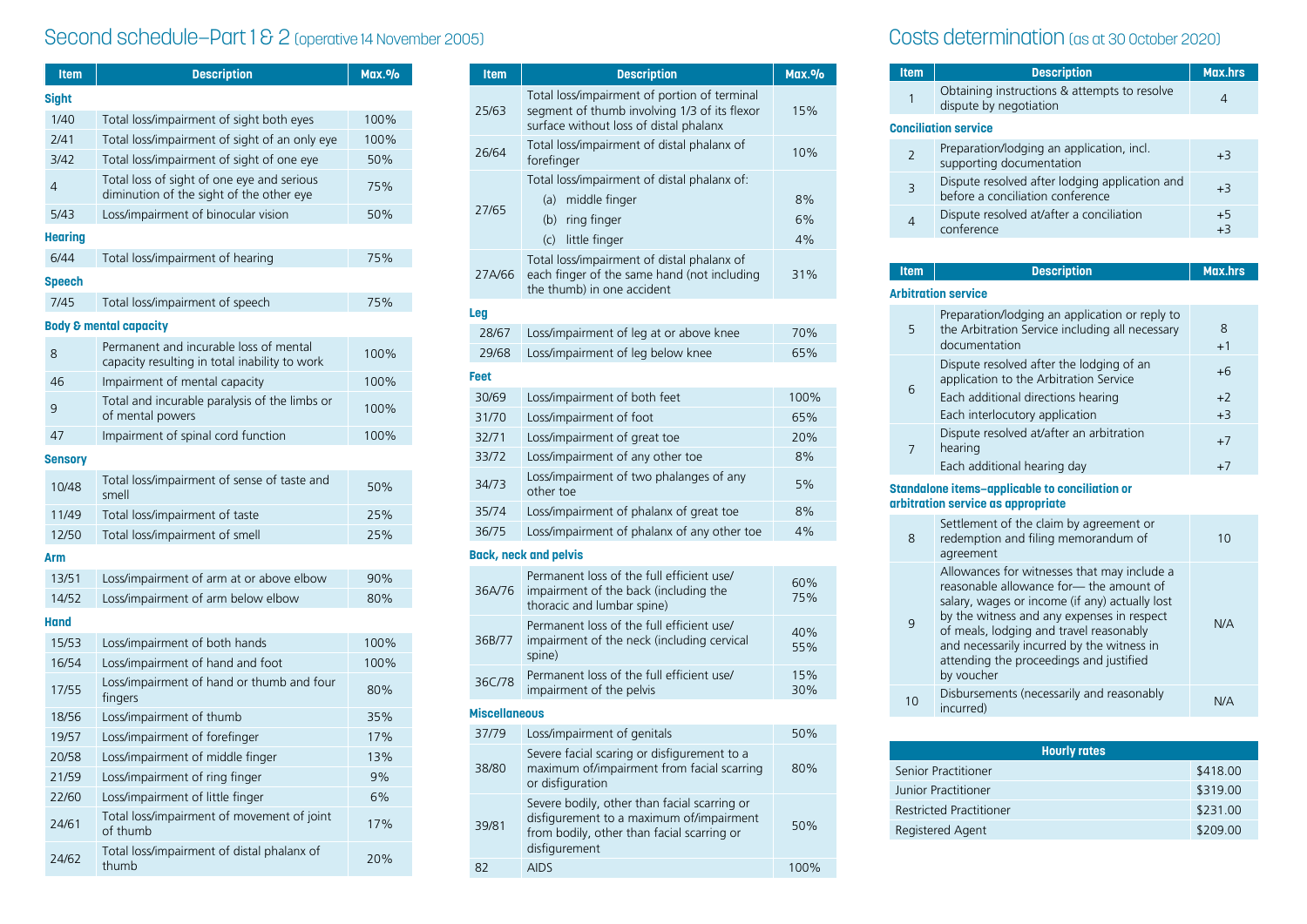## Second schedule–Part 1 & 2 (operative 14 November 2005)

| Item | Description | Max.% |
|---|---|---|
| **Sight** | | |
| 1/40 | Total loss/impairment of sight both eyes | 100% |
| 2/41 | Total loss/impairment of sight of an only eye | 100% |
| 3/42 | Total loss/impairment of sight of one eye | 50% |
| 4 | Total loss of sight of one eye and serious diminution of the sight of the other eye | 75% |
| 5/43 | Loss/impairment of binocular vision | 50% |
| **Hearing** | | |
| 6/44 | Total loss/impairment of hearing | 75% |
| **Speech** | | |
| 7/45 | Total loss/impairment of speech | 75% |
| **Body & mental capacity** | | |
| 8 | Permanent and incurable loss of mental capacity resulting in total inability to work | 100% |
| 46 | Impairment of mental capacity | 100% |
| 9 | Total and incurable paralysis of the limbs or of mental powers | 100% |
| 47 | Impairment of spinal cord function | 100% |
| **Sensory** | | |
| 10/48 | Total loss/impairment of sense of taste and smell | 50% |
| 11/49 | Total loss/impairment of taste | 25% |
| 12/50 | Total loss/impairment of smell | 25% |
| **Arm** | | |
| 13/51 | Loss/impairment of arm at or above elbow | 90% |
| 14/52 | Loss/impairment of arm below elbow | 80% |
| **Hand** | | |
| 15/53 | Loss/impairment of both hands | 100% |
| 16/54 | Loss/impairment of hand and foot | 100% |
| 17/55 | Loss/impairment of hand or thumb and four fingers | 80% |
| 18/56 | Loss/impairment of thumb | 35% |
| 19/57 | Loss/impairment of forefinger | 17% |
| 20/58 | Loss/impairment of middle finger | 13% |
| 21/59 | Loss/impairment of ring finger | 9% |
| 22/60 | Loss/impairment of little finger | 6% |
| 24/61 | Total loss/impairment of movement of joint of thumb | 17% |
| 24/62 | Total loss/impairment of distal phalanx of thumb | 20% |
| 25/63 | Total loss/impairment of portion of terminal segment of thumb involving 1/3 of its flexor surface without loss of distal phalanx | 15% |
| 26/64 | Total loss/impairment of distal phalanx of forefinger | 10% |
| 27/65 | Total loss/impairment of distal phalanx of: | |
| | (a) middle finger | 8% |
| | (b) ring finger | 6% |
| | (c) little finger | 4% |
| 27A/66 | Total loss/impairment of distal phalanx of each finger of the same hand (not including the thumb) in one accident | 31% |
| **Leg** | | |
| 28/67 | Loss/impairment of leg at or above knee | 70% |
| 29/68 | Loss/impairment of leg below knee | 65% |
| **Feet** | | |
| 30/69 | Loss/impairment of both feet | 100% |
| 31/70 | Loss/impairment of foot | 65% |
| 32/71 | Loss/impairment of great toe | 20% |
| 33/72 | Loss/impairment of any other toe | 8% |
| 34/73 | Loss/impairment of two phalanges of any other toe | 5% |
| 35/74 | Loss/impairment of phalanx of great toe | 8% |
| 36/75 | Loss/impairment of phalanx of any other toe | 4% |
| **Back, neck and pelvis** | | |
| 36A/76 | Permanent loss of the full efficient use/impairment of the back (including the thoracic and lumbar spine) | 60% 75% |
| 36B/77 | Permanent loss of the full efficient use/impairment of the neck (including cervical spine) | 40% 55% |
| 36C/78 | Permanent loss of the full efficient use/impairment of the pelvis | 15% 30% |
| **Miscellaneous** | | |
| 37/79 | Loss/impairment of genitals | 50% |
| 38/80 | Severe facial scaring or disfigurement to a maximum of/impairment from facial scarring or disfiguration | 80% |
| 39/81 | Severe bodily, other than facial scarring or disfigurement to a maximum of/impairment from bodily, other than facial scarring or disfigurement | 50% |
| 82 | AIDS | 100% |

## Costs determination (as at 30 October 2020)

| Item | Description | Max.hrs |
|---|---|---|
| 1 | Obtaining instructions & attempts to resolve dispute by negotiation | 4 |
| **Conciliation service** | | |
| 2 | Preparation/lodging an application, incl. supporting documentation | +3 |
| 3 | Dispute resolved after lodging application and before a conciliation conference | +3 |
| 4 | Dispute resolved at/after a conciliation conference | +5 +3 |

| Item | Description | Max.hrs |
|---|---|---|
| **Arbitration service** | | |
| 5 | Preparation/lodging an application or reply to the Arbitration Service including all necessary documentation | 8 +1 |
| 6 | Dispute resolved after the lodging of an application to the Arbitration Service | +6 |
| | Each additional directions hearing | +2 |
| | Each interlocutory application | +3 |
| 7 | Dispute resolved at/after an arbitration hearing | +7 |
| | Each additional hearing day | +7 |
| **Standalone items–applicable to conciliation or arbitration service as appropriate** | | |
| 8 | Settlement of the claim by agreement or redemption and filing memorandum of agreement | 10 |
| 9 | Allowances for witnesses that may include a reasonable allowance for— the amount of salary, wages or income (if any) actually lost by the witness and any expenses in respect of meals, lodging and travel reasonably and necessarily incurred by the witness in attending the proceedings and justified by voucher | N/A |
| 10 | Disbursements (necessarily and reasonably incurred) | N/A |

| Hourly rates | |
|---|---|
| Senior Practitioner | $418.00 |
| Junior Practitioner | $319.00 |
| Restricted Practitioner | $231.00 |
| Registered Agent | $209.00 |